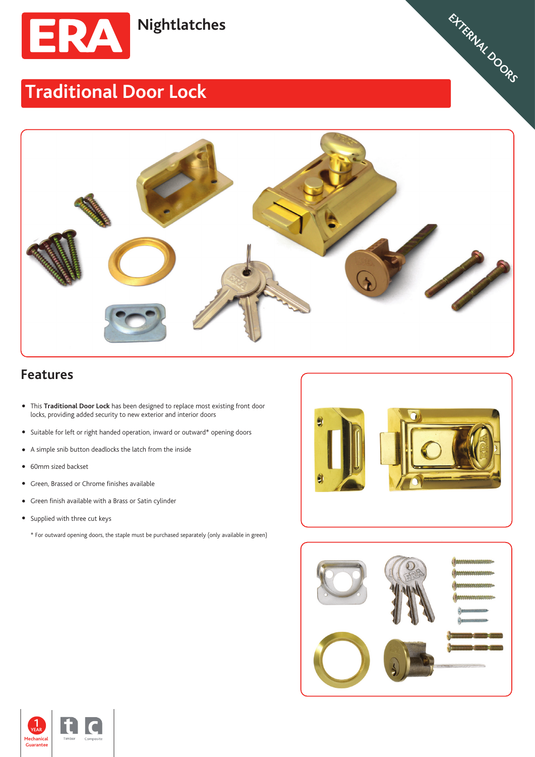ERA Nightlatches

EXTERNAL DOORS

# Traditional Door Lock

## Features

- This **Traditional Door Lock** has been designed to replace most existing front door locks, providing added security to new exterior and interior doors
- Suitable for left or right handed operation, inward or outward* opening doors
- A simple snib button deadlocks the latch from the inside
- 60mm sized backset
- Green, Brassed or Chrome finishes available
- Green finish available with a Brass or Satin cylinder
- Supplied with three cut keys

\* For outward opening doors, the staple must be purchased separately (only available in green)

1 YEAR Mechanical Guarantee

Timber

Composite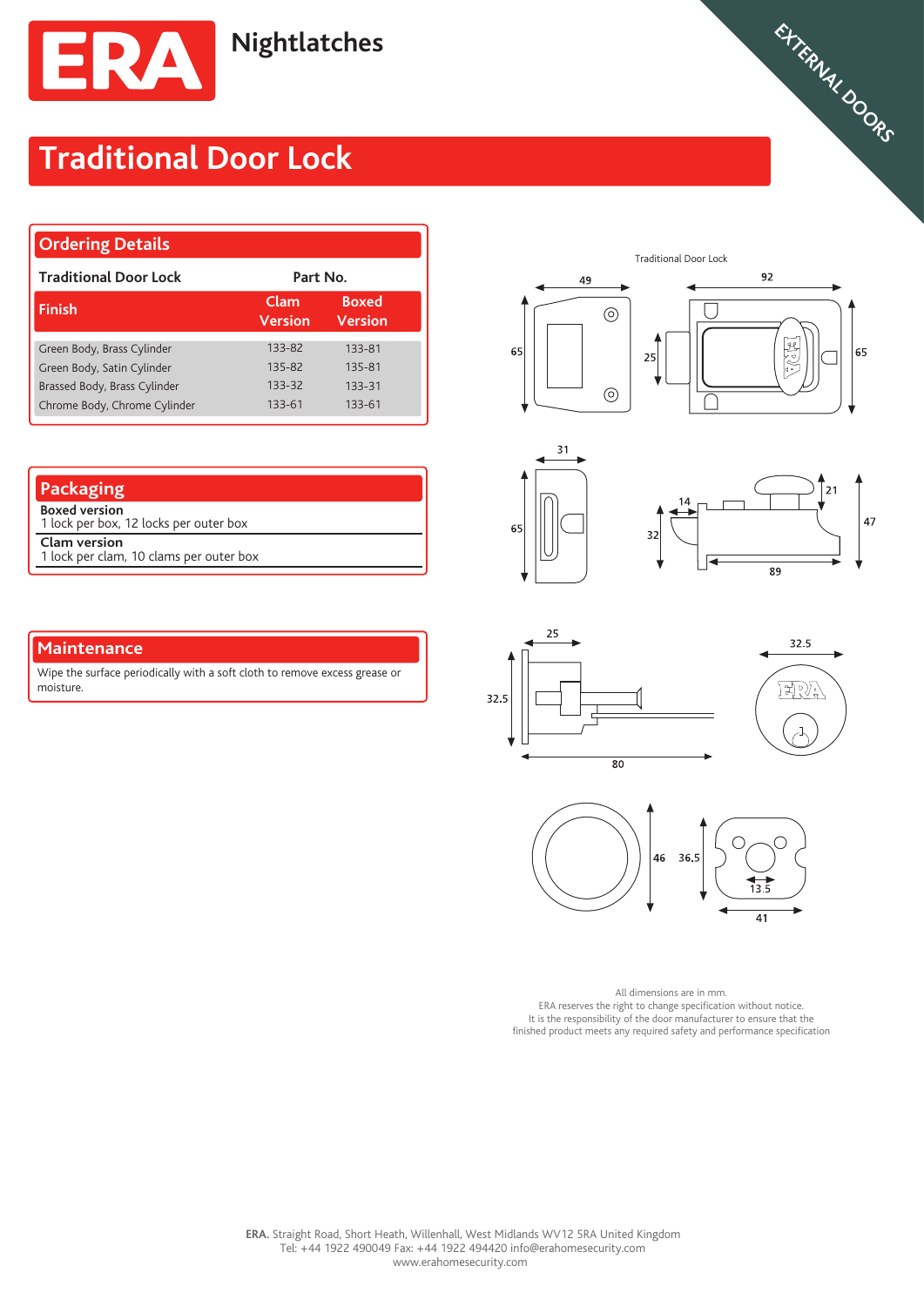# ERA Nightlatches

EXTERNAL DOORS

## Traditional Door Lock

### Ordering Details

| Traditional Door Lock | Part No. | |
|---|---|---|
| **Finish** | **Clam Version** | **Boxed Version** |
| Green Body, Brass Cylinder | 133-82 | 133-81 |
| Green Body, Satin Cylinder | 135-82 | 135-81 |
| Brassed Body, Brass Cylinder | 133-32 | 133-31 |
| Chrome Body, Chrome Cylinder | 133-61 | 133-61 |

### Packaging

**Boxed version**
1 lock per box, 12 locks per outer box

**Clam version**
1 lock per clam, 10 clams per outer box

### Maintenance

Wipe the surface periodically with a soft cloth to remove excess grease or moisture.

Traditional Door Lock

49
92
65
25
65
31
65
14
21
47
32
89
25
32.5
32.5
80
46
36.5
13.5
41

All dimensions are in mm.
ERA reserves the right to change specification without notice.
It is the responsibility of the door manufacturer to ensure that the finished product meets any required safety and performance specification

**ERA.** Straight Road, Short Heath, Willenhall, West Midlands WV12 5RA United Kingdom
Tel: +44 1922 490049 Fax: +44 1922 494420 info@erahomesecurity.com
www.erahomesecurity.com